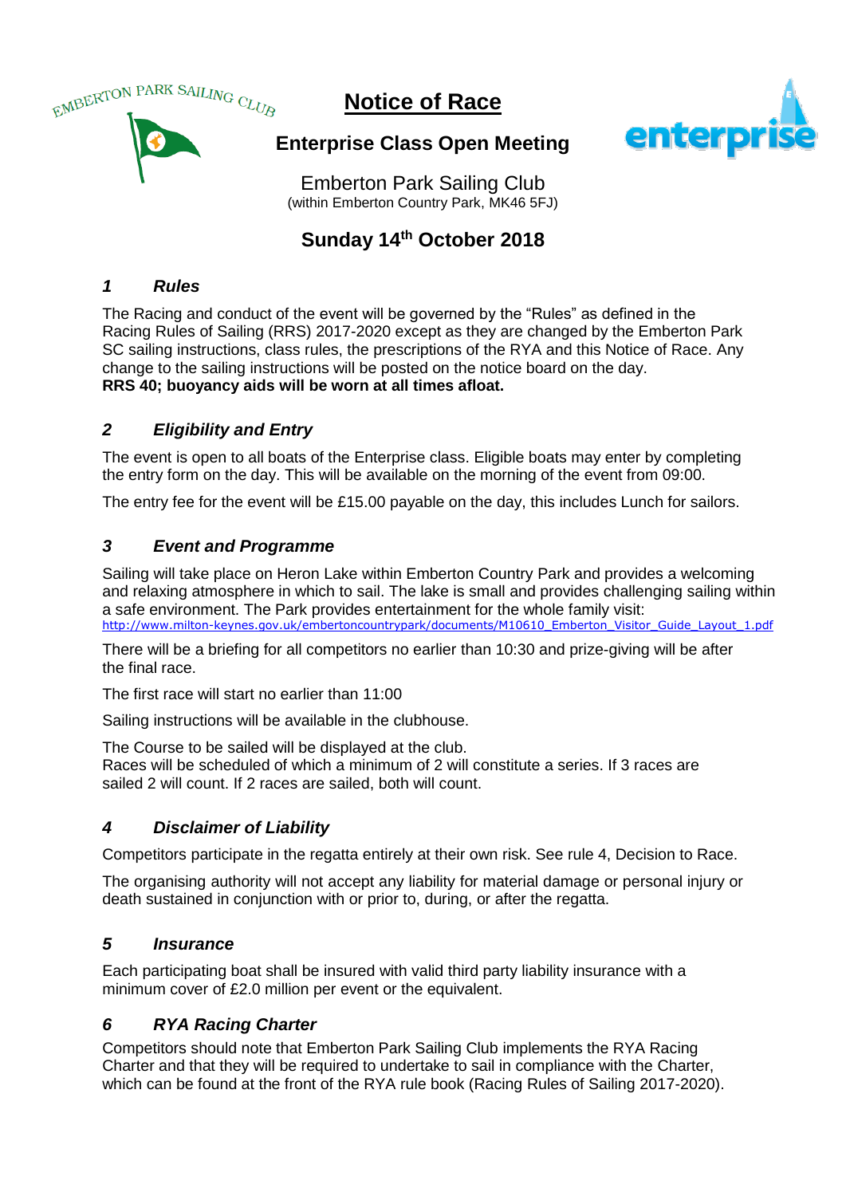EMBERTON PARK SAILING CLUB

# Notice of Race

## Enterprise Class Open Meeting

enterprise

Emberton Park Sailing Club
(within Emberton Country Park, MK46 5FJ)

## Sunday 14th October 2018

### *1 Rules*

The Racing and conduct of the event will be governed by the "Rules" as defined in the Racing Rules of Sailing (RRS) 2017-2020 except as they are changed by the Emberton Park SC sailing instructions, class rules, the prescriptions of the RYA and this Notice of Race. Any change to the sailing instructions will be posted on the notice board on the day.
**RRS 40; buoyancy aids will be worn at all times afloat.**

### *2 Eligibility and Entry*

The event is open to all boats of the Enterprise class. Eligible boats may enter by completing the entry form on the day. This will be available on the morning of the event from 09:00.

The entry fee for the event will be £15.00 payable on the day, this includes Lunch for sailors.

### *3 Event and Programme*

Sailing will take place on Heron Lake within Emberton Country Park and provides a welcoming and relaxing atmosphere in which to sail. The lake is small and provides challenging sailing within a safe environment. The Park provides entertainment for the whole family visit:
http://www.milton-keynes.gov.uk/embertoncountrypark/documents/M10610_Emberton_Visitor_Guide_Layout_1.pdf

There will be a briefing for all competitors no earlier than 10:30 and prize-giving will be after the final race.

The first race will start no earlier than 11:00

Sailing instructions will be available in the clubhouse.

The Course to be sailed will be displayed at the club.
Races will be scheduled of which a minimum of 2 will constitute a series. If 3 races are sailed 2 will count. If 2 races are sailed, both will count.

### *4 Disclaimer of Liability*

Competitors participate in the regatta entirely at their own risk. See rule 4, Decision to Race.

The organising authority will not accept any liability for material damage or personal injury or death sustained in conjunction with or prior to, during, or after the regatta.

### *5 Insurance*

Each participating boat shall be insured with valid third party liability insurance with a minimum cover of £2.0 million per event or the equivalent.

### *6 RYA Racing Charter*

Competitors should note that Emberton Park Sailing Club implements the RYA Racing Charter and that they will be required to undertake to sail in compliance with the Charter, which can be found at the front of the RYA rule book (Racing Rules of Sailing 2017-2020).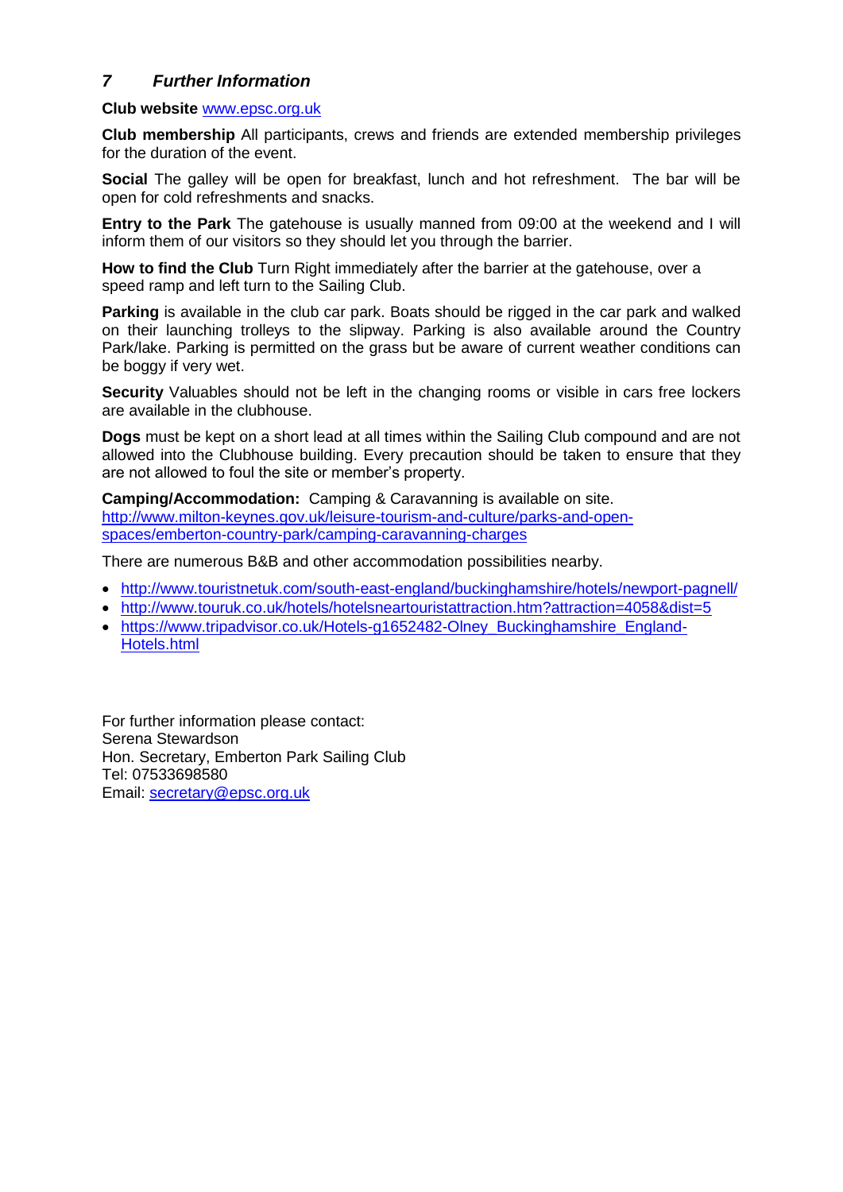## *7 Further Information*

**Club website** www.epsc.org.uk

**Club membership** All participants, crews and friends are extended membership privileges for the duration of the event.

**Social** The galley will be open for breakfast, lunch and hot refreshment. The bar will be open for cold refreshments and snacks.

**Entry to the Park** The gatehouse is usually manned from 09:00 at the weekend and I will inform them of our visitors so they should let you through the barrier.

**How to find the Club** Turn Right immediately after the barrier at the gatehouse, over a speed ramp and left turn to the Sailing Club.

**Parking** is available in the club car park. Boats should be rigged in the car park and walked on their launching trolleys to the slipway. Parking is also available around the Country Park/lake. Parking is permitted on the grass but be aware of current weather conditions can be boggy if very wet.

**Security** Valuables should not be left in the changing rooms or visible in cars free lockers are available in the clubhouse.

**Dogs** must be kept on a short lead at all times within the Sailing Club compound and are not allowed into the Clubhouse building. Every precaution should be taken to ensure that they are not allowed to foul the site or member's property.

**Camping/Accommodation:** Camping & Caravanning is available on site.
http://www.milton-keynes.gov.uk/leisure-tourism-and-culture/parks-and-open-spaces/emberton-country-park/camping-caravanning-charges

There are numerous B&B and other accommodation possibilities nearby.

- http://www.touristnetuk.com/south-east-england/buckinghamshire/hotels/newport-pagnell/
- http://www.touruk.co.uk/hotels/hotelsneartouristattraction.htm?attraction=4058&dist=5
- https://www.tripadvisor.co.uk/Hotels-g1652482-Olney_Buckinghamshire_England-Hotels.html

For further information please contact:
Serena Stewardson
Hon. Secretary, Emberton Park Sailing Club
Tel: 07533698580
Email: secretary@epsc.org.uk